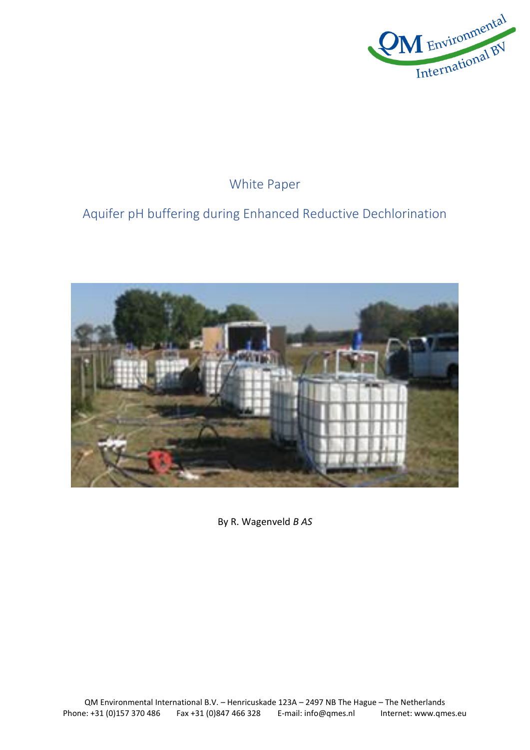White Paper

# Aquifer pH buffering during Enhanced Reductive Dechlorination

By R. Wagenveld *B AS*

QM Environmental International B.V. – Henricuskade 123A – 2497 NB The Hague – The Netherlands
Phone: +31 (0)157 370 486    Fax +31 (0)847 466 328    E-mail: info@qmes.nl    Internet: www.qmes.eu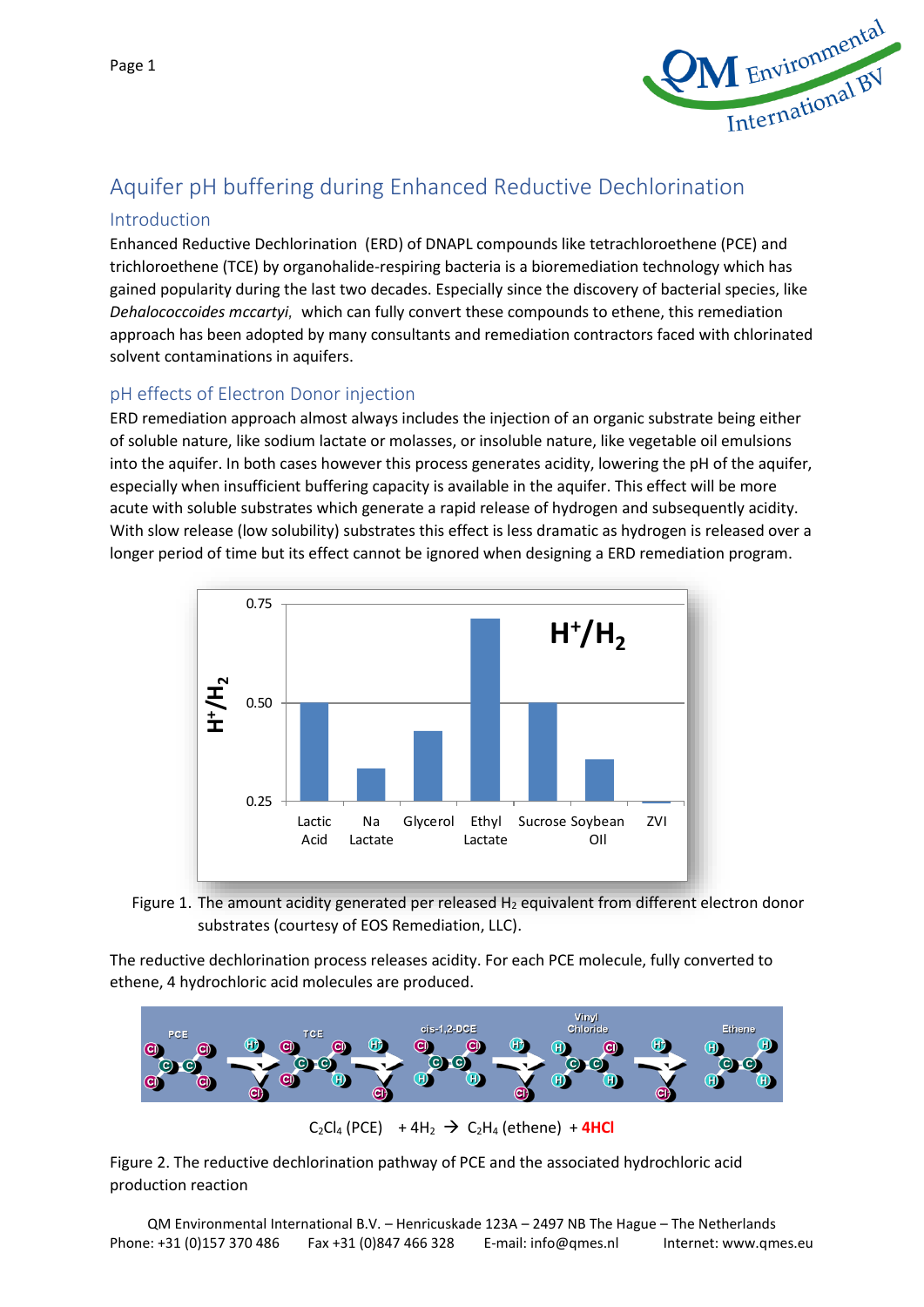# Aquifer pH buffering during Enhanced Reductive Dechlorination

## Introduction

Enhanced Reductive Dechlorination (ERD) of DNAPL compounds like tetrachloroethene (PCE) and trichloroethene (TCE) by organohalide-respiring bacteria is a bioremediation technology which has gained popularity during the last two decades. Especially since the discovery of bacterial species, like *Dehalococcoides mccartyi*, which can fully convert these compounds to ethene, this remediation approach has been adopted by many consultants and remediation contractors faced with chlorinated solvent contaminations in aquifers.

## pH effects of Electron Donor injection

ERD remediation approach almost always includes the injection of an organic substrate being either of soluble nature, like sodium lactate or molasses, or insoluble nature, like vegetable oil emulsions into the aquifer. In both cases however this process generates acidity, lowering the pH of the aquifer, especially when insufficient buffering capacity is available in the aquifer. This effect will be more acute with soluble substrates which generate a rapid release of hydrogen and subsequently acidity. With slow release (low solubility) substrates this effect is less dramatic as hydrogen is released over a longer period of time but its effect cannot be ignored when designing a ERD remediation program.

Figure 1. The amount acidity generated per released $H_2$ equivalent from different electron donor substrates (courtesy of EOS Remediation, LLC).

The reductive dechlorination process releases acidity. For each PCE molecule, fully converted to ethene, 4 hydrochloric acid molecules are produced.

$$C_2Cl_4 \text{ (PCE)} + 4H_2 \rightarrow C_2H_4 \text{ (ethene)} + \mathbf{4HCl}$$

Figure 2. The reductive dechlorination pathway of PCE and the associated hydrochloric acid production reaction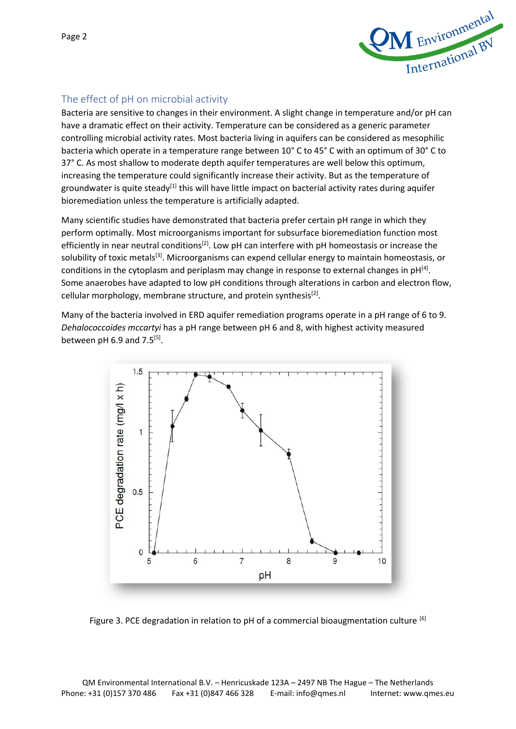## The effect of pH on microbial activity

Bacteria are sensitive to changes in their environment. A slight change in temperature and/or pH can have a dramatic effect on their activity. Temperature can be considered as a generic parameter controlling microbial activity rates. Most bacteria living in aquifers can be considered as mesophilic bacteria which operate in a temperature range between 10° C to 45° C with an optimum of 30° C to 37° C. As most shallow to moderate depth aquifer temperatures are well below this optimum, increasing the temperature could significantly increase their activity. But as the temperature of groundwater is quite steady[1] this will have little impact on bacterial activity rates during aquifer bioremediation unless the temperature is artificially adapted.

Many scientific studies have demonstrated that bacteria prefer certain pH range in which they perform optimally. Most microorganisms important for subsurface bioremediation function most efficiently in near neutral conditions[2]. Low pH can interfere with pH homeostasis or increase the solubility of toxic metals[3]. Microorganisms can expend cellular energy to maintain homeostasis, or conditions in the cytoplasm and periplasm may change in response to external changes in pH[4]. Some anaerobes have adapted to low pH conditions through alterations in carbon and electron flow, cellular morphology, membrane structure, and protein synthesis[2].

Many of the bacteria involved in ERD aquifer remediation programs operate in a pH range of 6 to 9. *Dehalococcoides mccartyi* has a pH range between pH 6 and 8, with highest activity measured between pH 6.9 and 7.5[5].

Figure 3. PCE degradation in relation to pH of a commercial bioaugmentation culture [6]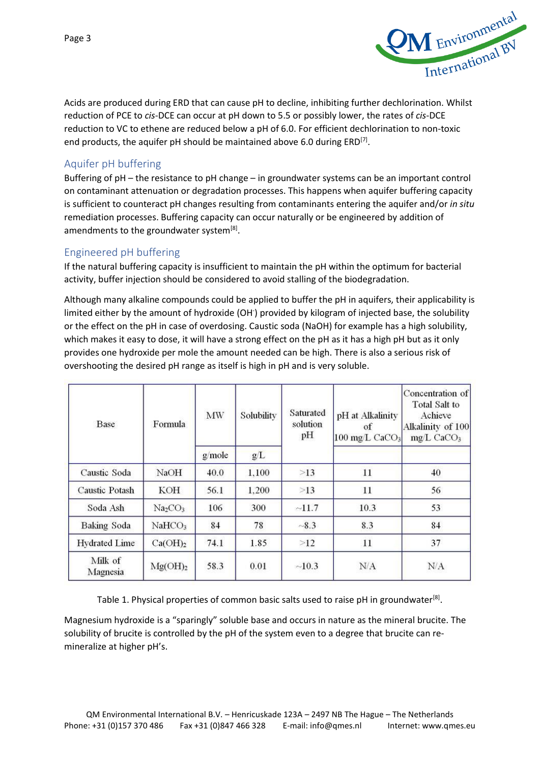Acids are produced during ERD that can cause pH to decline, inhibiting further dechlorination. Whilst reduction of PCE to *cis*-DCE can occur at pH down to 5.5 or possibly lower, the rates of *cis*-DCE reduction to VC to ethene are reduced below a pH of 6.0. For efficient dechlorination to non-toxic end products, the aquifer pH should be maintained above 6.0 during ERD[7].

## Aquifer pH buffering

Buffering of pH – the resistance to pH change – in groundwater systems can be an important control on contaminant attenuation or degradation processes. This happens when aquifer buffering capacity is sufficient to counteract pH changes resulting from contaminants entering the aquifer and/or *in situ* remediation processes. Buffering capacity can occur naturally or be engineered by addition of amendments to the groundwater system[8].

## Engineered pH buffering

If the natural buffering capacity is insufficient to maintain the pH within the optimum for bacterial activity, buffer injection should be considered to avoid stalling of the biodegradation.

Although many alkaline compounds could be applied to buffer the pH in aquifers, their applicability is limited either by the amount of hydroxide ($OH^-$) provided by kilogram of injected base, the solubility or the effect on the pH in case of overdosing. Caustic soda (NaOH) for example has a high solubility, which makes it easy to dose, it will have a strong effect on the pH as it has a high pH but as it only provides one hydroxide per mole the amount needed can be high. There is also a serious risk of overshooting the desired pH range as itself is high in pH and is very soluble.

| Base | Formula | MW | Solubility | Saturated solution pH | pH at Alkalinity of 100 mg/L $CaCO_3$ | Concentration of Total Salt to Achieve Alkalinity of 100 mg/L $CaCO_3$ |
|---|---|---|---|---|---|---|
| | | g/mole | g/L | | | |
| Caustic Soda | NaOH | 40.0 | 1,100 | >13 | 11 | 40 |
| Caustic Potash | KOH | 56.1 | 1,200 | >13 | 11 | 56 |
| Soda Ash | $Na_2CO_3$ | 106 | 300 | ~11.7 | 10.3 | 53 |
| Baking Soda | $NaHCO_3$ | 84 | 78 | ~8.3 | 8.3 | 84 |
| Hydrated Lime | $Ca(OH)_2$ | 74.1 | 1.85 | >12 | 11 | 37 |
| Milk of Magnesia | $Mg(OH)_2$ | 58.3 | 0.01 | ~10.3 | N/A | N/A |

Table 1. Physical properties of common basic salts used to raise pH in groundwater[8].

Magnesium hydroxide is a "sparingly" soluble base and occurs in nature as the mineral brucite. The solubility of brucite is controlled by the pH of the system even to a degree that brucite can re-mineralize at higher pH's.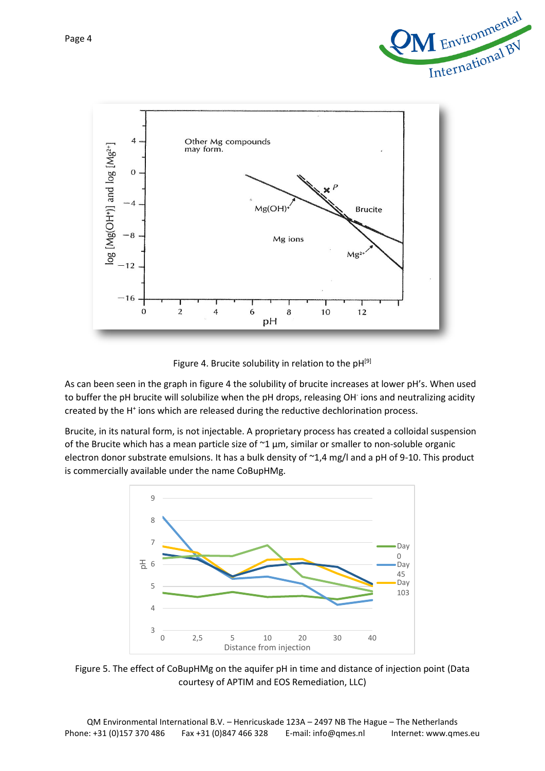Figure 4. Brucite solubility in relation to the pH[9]

As can been seen in the graph in figure 4 the solubility of brucite increases at lower pH's. When used to buffer the pH brucite will solubilize when the pH drops, releasing $OH^-$ ions and neutralizing acidity created by the $H^+$ ions which are released during the reductive dechlorination process.

Brucite, in its natural form, is not injectable. A proprietary process has created a colloidal suspension of the Brucite which has a mean particle size of ~1 µm, similar or smaller to non-soluble organic electron donor substrate emulsions. It has a bulk density of ~1,4 mg/l and a pH of 9-10. This product is commercially available under the name CoBupHMg.

Figure 5. The effect of CoBupHMg on the aquifer pH in time and distance of injection point (Data courtesy of APTIM and EOS Remediation, LLC)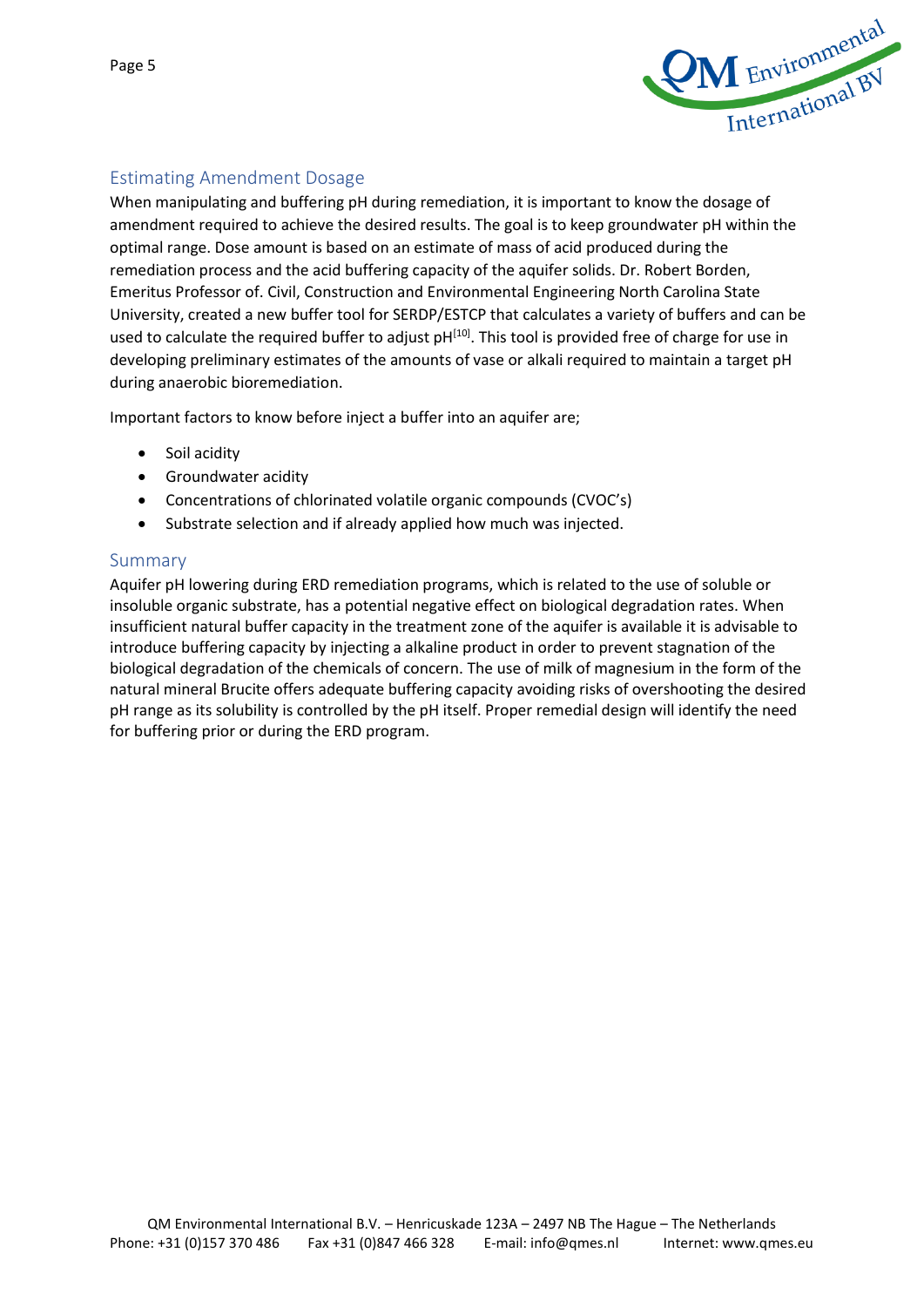## Estimating Amendment Dosage

When manipulating and buffering pH during remediation, it is important to know the dosage of amendment required to achieve the desired results. The goal is to keep groundwater pH within the optimal range. Dose amount is based on an estimate of mass of acid produced during the remediation process and the acid buffering capacity of the aquifer solids. Dr. Robert Borden, Emeritus Professor of. Civil, Construction and Environmental Engineering North Carolina State University, created a new buffer tool for SERDP/ESTCP that calculates a variety of buffers and can be used to calculate the required buffer to adjust pH[10]. This tool is provided free of charge for use in developing preliminary estimates of the amounts of vase or alkali required to maintain a target pH during anaerobic bioremediation.

Important factors to know before inject a buffer into an aquifer are;

- Soil acidity
- Groundwater acidity
- Concentrations of chlorinated volatile organic compounds (CVOC's)
- Substrate selection and if already applied how much was injected.

## Summary

Aquifer pH lowering during ERD remediation programs, which is related to the use of soluble or insoluble organic substrate, has a potential negative effect on biological degradation rates. When insufficient natural buffer capacity in the treatment zone of the aquifer is available it is advisable to introduce buffering capacity by injecting a alkaline product in order to prevent stagnation of the biological degradation of the chemicals of concern. The use of milk of magnesium in the form of the natural mineral Brucite offers adequate buffering capacity avoiding risks of overshooting the desired pH range as its solubility is controlled by the pH itself. Proper remedial design will identify the need for buffering prior or during the ERD program.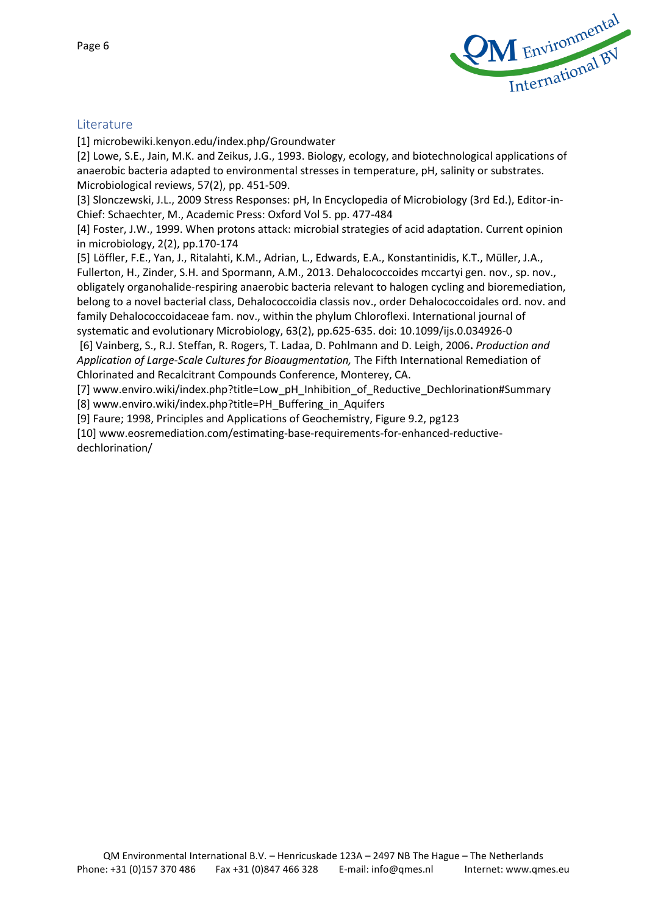## Literature

[1] microbewiki.kenyon.edu/index.php/Groundwater

[2] Lowe, S.E., Jain, M.K. and Zeikus, J.G., 1993. Biology, ecology, and biotechnological applications of anaerobic bacteria adapted to environmental stresses in temperature, pH, salinity or substrates. Microbiological reviews, 57(2), pp. 451-509.

[3] Slonczewski, J.L., 2009 Stress Responses: pH, In Encyclopedia of Microbiology (3rd Ed.), Editor-in-Chief: Schaechter, M., Academic Press: Oxford Vol 5. pp. 477-484

[4] Foster, J.W., 1999. When protons attack: microbial strategies of acid adaptation. Current opinion in microbiology, 2(2), pp.170-174

[5] Löffler, F.E., Yan, J., Ritalahti, K.M., Adrian, L., Edwards, E.A., Konstantinidis, K.T., Müller, J.A., Fullerton, H., Zinder, S.H. and Spormann, A.M., 2013. Dehalococcoides mccartyi gen. nov., sp. nov., obligately organohalide-respiring anaerobic bacteria relevant to halogen cycling and bioremediation, belong to a novel bacterial class, Dehalococcoidia classis nov., order Dehalococcoidales ord. nov. and family Dehalococcoidaceae fam. nov., within the phylum Chloroflexi. International journal of systematic and evolutionary Microbiology, 63(2), pp.625-635. doi: 10.1099/ijs.0.034926-0

[6] Vainberg, S., R.J. Steffan, R. Rogers, T. Ladaa, D. Pohlmann and D. Leigh, 2006**.** *Production and Application of Large-Scale Cultures for Bioaugmentation,* The Fifth International Remediation of Chlorinated and Recalcitrant Compounds Conference, Monterey, CA.

[7] www.enviro.wiki/index.php?title=Low_pH_Inhibition_of_Reductive_Dechlorination#Summary

[8] www.enviro.wiki/index.php?title=PH_Buffering_in_Aquifers

[9] Faure; 1998, Principles and Applications of Geochemistry, Figure 9.2, pg123

[10] www.eosremediation.com/estimating-base-requirements-for-enhanced-reductive-dechlorination/